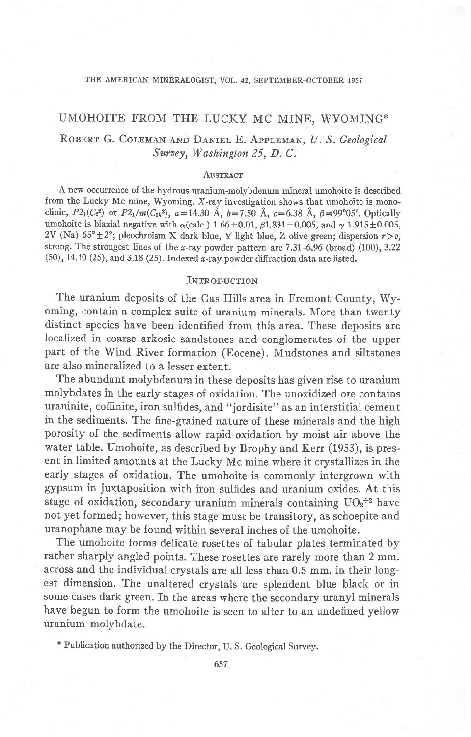# UMOHOITE FROM THE LUCKY MC MINE, WYOMING*

ROBERT G. COLEMAN AND DANIEL E. APPLEMAN, *U. S. Geological Survey, Washington 25, D. C.*

## Abstract

A new occurrence of the hydrous uranium-molybdenum mineral umohoite is described from the Lucky Mc mine, Wyoming. *X*-ray investigation shows that umohoite is monoclinic, $P2_1(C_2^2)$ or $P2_1/m(C_{2h}^2)$, $a=14.30$ Å, $b=7.50$ Å, $c=6.38$ Å, $\beta=99°05'$. Optically umohoite is biaxial negative with $\alpha$(calc.) $1.66\pm0.01$, $\beta 1.831\pm0.005$, and $\gamma$ $1.915\pm0.005$, 2V (Na) $65°\pm2°$; pleochroism X dark blue, Y light blue, Z olive green; dispersion $r>v$, strong. The strongest lines of the *x*-ray powder pattern are 7.31–6.96 (broad) (100), 3.22 (50), 14.10 (25), and 3.18 (25). Indexed *x*-ray powder diffraction data are listed.

## Introduction

The uranium deposits of the Gas Hills area in Fremont County, Wyoming, contain a complex suite of uranium minerals. More than twenty distinct species have been identified from this area. These deposits are localized in coarse arkosic sandstones and conglomerates of the upper part of the Wind River formation (Eocene). Mudstones and siltstones are also mineralized to a lesser extent.

The abundant molybdenum in these deposits has given rise to uranium molybdates in the early stages of oxidation. The unoxidized ore contains uraninite, coffinite, iron sulfides, and "jordisite" as an interstitial cement in the sediments. The fine-grained nature of these minerals and the high porosity of the sediments allow rapid oxidation by moist air above the water table. Umohoite, as described by Brophy and Kerr (1953), is present in limited amounts at the Lucky Mc mine where it crystallizes in the early stages of oxidation. The umohoite is commonly intergrown with gypsum in juxtaposition with iron sulfides and uranium oxides. At this stage of oxidation, secondary uranium minerals containing $UO_2^{+2}$ have not yet formed; however, this stage must be transitory, as schoepite and uranophane may be found within several inches of the umohoite.

The umohoite forms delicate rosettes of tabular plates terminated by rather sharply angled points. These rosettes are rarely more than 2 mm. across and the individual crystals are all less than 0.5 mm. in their longest dimension. The unaltered crystals are splendent blue black or in some cases dark green. In the areas where the secondary uranyl minerals have begun to form the umohoite is seen to alter to an undefined yellow uranium molybdate.

\* Publication authorized by the Director, U. S. Geological Survey.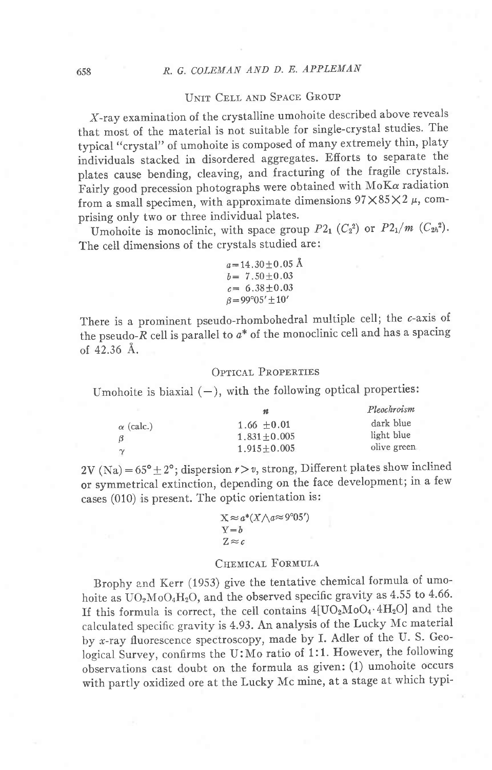## Unit Cell and Space Group

*X*-ray examination of the crystalline umohoite described above reveals that most of the material is not suitable for single-crystal studies. The typical "crystal" of umohoite is composed of many extremely thin, platy individuals stacked in disordered aggregates. Efforts to separate the plates cause bending, cleaving, and fracturing of the fragile crystals. Fairly good precession photographs were obtained with MoK$\alpha$ radiation from a small specimen, with approximate dimensions $97 \times 85 \times 2\ \mu$, comprising only two or three individual plates.

Umohoite is monoclinic, with space group $P2_1$ ($C_2^2$) or $P2_1/m$ ($C_{2h}^2$). The cell dimensions of the crystals studied are:

$$a = 14.30 \pm 0.05\ \text{Å}$$
$$b = 7.50 \pm 0.03$$
$$c = 6.38 \pm 0.03$$
$$\beta = 99°05' \pm 10'$$

There is a prominent pseudo-rhombohedral multiple cell; the *c*-axis of the pseudo-*R* cell is parallel to $a^*$ of the monoclinic cell and has a spacing of 42.36 Å.

## Optical Properties

Umohoite is biaxial (−), with the following optical properties:

| | *n* | *Pleochroism* |
|---|---|---|
| $\alpha$ (calc.) | $1.66 \pm 0.01$ | dark blue |
| $\beta$ | $1.831 \pm 0.005$ | light blue |
| $\gamma$ | $1.915 \pm 0.005$ | olive green |

2V (Na) = $65° \pm 2°$; dispersion $r > v$, strong, Different plates show inclined or symmetrical extinction, depending on the face development; in a few cases (010) is present. The optic orientation is:

$$X \approx a^* (X \wedge a \approx 9°05')$$
$$Y = b$$
$$Z \approx c$$

## Chemical Formula

Brophy and Kerr (1953) give the tentative chemical formula of umohoite as $UO_2MoO_4H_2O$, and the observed specific gravity as 4.55 to 4.66. If this formula is correct, the cell contains $4[UO_2MoO_4 \cdot 4H_2O]$ and the calculated specific gravity is 4.93. An analysis of the Lucky Mc material by *x*-ray fluorescence spectroscopy, made by I. Adler of the U. S. Geological Survey, confirms the U:Mo ratio of 1:1. However, the following observations cast doubt on the formula as given: (1) umohoite occurs with partly oxidized ore at the Lucky Mc mine, at a stage at which typi-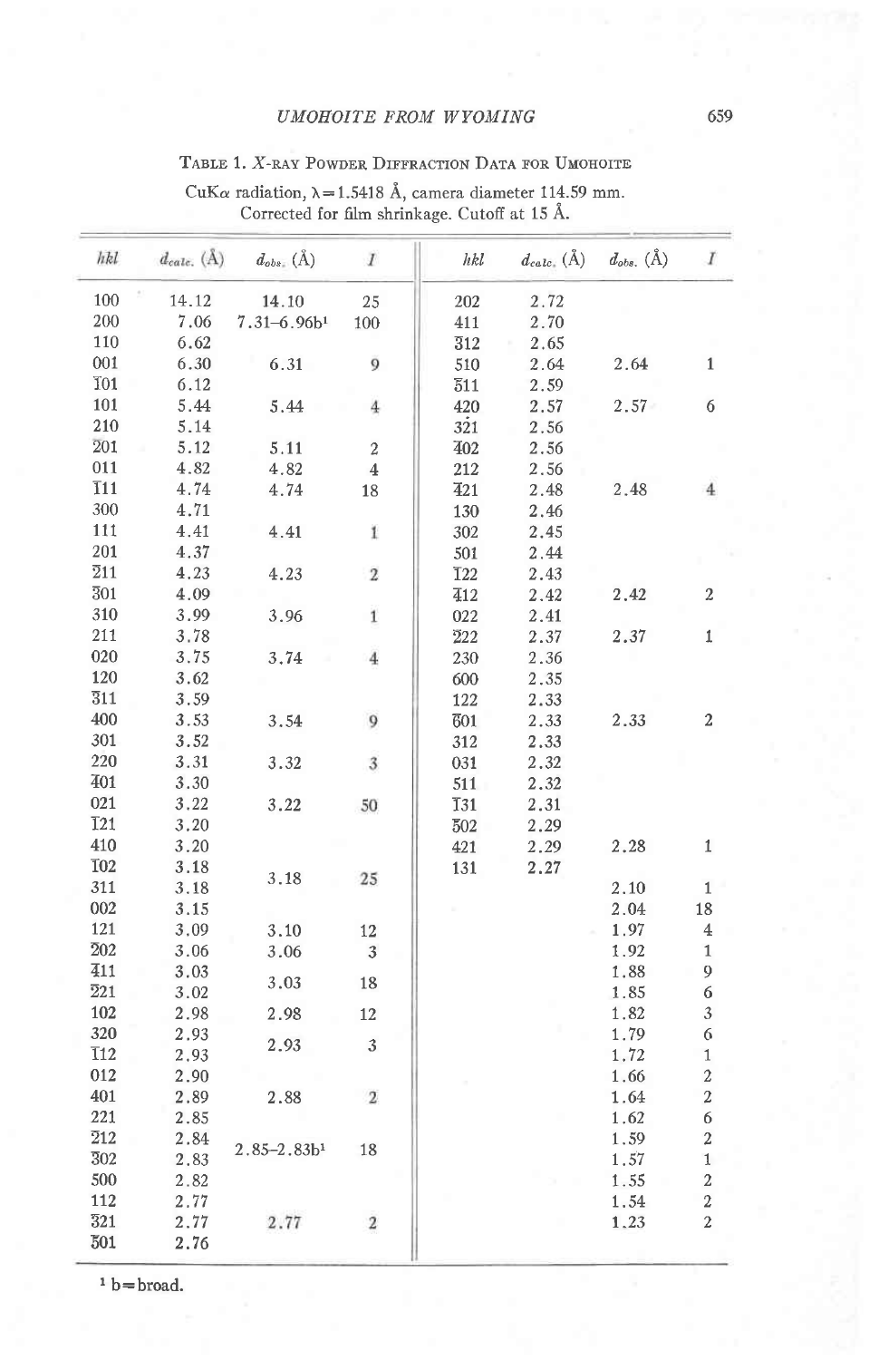Table 1. X-ray Powder Diffraction Data for Umohoite

CuKα radiation, λ = 1.5418 Å, camera diameter 114.59 mm. Corrected for film shrinkage. Cutoff at 15 Å.

| hkl | $d_{calc.}$ (Å) | $d_{obs.}$ (Å) | I | hkl | $d_{calc.}$ (Å) | $d_{obs.}$ (Å) | I |
|---|---|---|---|---|---|---|---|
| 100 | 14.12 | 14.10 | 25 | 202 | 2.72 | | |
| 200 | 7.06 | 7.31–6.96b[1] | 100 | 411 | 2.70 | | |
| 110 | 6.62 | | | $\bar{3}12$ | 2.65 | | |
| 001 | 6.30 | 6.31 | 9 | 510 | 2.64 | 2.64 | 1 |
| $\bar{1}01$ | 6.12 | | | $\bar{5}11$ | 2.59 | | |
| 101 | 5.44 | 5.44 | 4 | 420 | 2.57 | 2.57 | 6 |
| 210 | 5.14 | | | $3\bar{2}1$ | 2.56 | | |
| $\bar{2}01$ | 5.12 | 5.11 | 2 | $\bar{4}02$ | 2.56 | | |
| 011 | 4.82 | 4.82 | 4 | 212 | 2.56 | | |
| $\bar{1}11$ | 4.74 | 4.74 | 18 | $\bar{4}21$ | 2.48 | 2.48 | 4 |
| 300 | 4.71 | | | 130 | 2.46 | | |
| 111 | 4.41 | 4.41 | 1 | 302 | 2.45 | | |
| 201 | 4.37 | | | 501 | 2.44 | | |
| $\bar{2}11$ | 4.23 | 4.23 | 2 | $\bar{1}22$ | 2.43 | | |
| $\bar{3}01$ | 4.09 | | | $\bar{4}12$ | 2.42 | 2.42 | 2 |
| 310 | 3.99 | 3.96 | 1 | 022 | 2.41 | | |
| 211 | 3.78 | | | $\bar{2}22$ | 2.37 | 2.37 | 1 |
| 020 | 3.75 | 3.74 | 4 | 230 | 2.36 | | |
| 120 | 3.62 | | | 600 | 2.35 | | |
| $\bar{3}11$ | 3.59 | | | 122 | 2.33 | | |
| 400 | 3.53 | 3.54 | 9 | $\bar{6}01$ | 2.33 | 2.33 | 2 |
| 301 | 3.52 | | | 312 | 2.33 | | |
| 220 | 3.31 | 3.32 | 3 | 031 | 2.32 | | |
| $\bar{4}01$ | 3.30 | | | 511 | 2.32 | | |
| 021 | 3.22 | 3.22 | 50 | $\bar{1}31$ | 2.31 | | |
| $\bar{1}21$ | 3.20 | | | $\bar{5}02$ | 2.29 | | |
| 410 | 3.20 | | | 421 | 2.29 | 2.28 | 1 |
| $\bar{1}02$ | 3.18 | 3.18 | 25 | 131 | 2.27 | | |
| 311 | 3.18 | | | | | 2.10 | 1 |
| 002 | 3.15 | | | | | 2.04 | 18 |
| 121 | 3.09 | 3.10 | 12 | | | 1.97 | 4 |
| $\bar{2}02$ | 3.06 | 3.06 | 3 | | | 1.92 | 1 |
| $\bar{4}11$ | 3.03 | 3.03 | 18 | | | 1.88 | 9 |
| $\bar{2}21$ | 3.02 | | | | | 1.85 | 6 |
| 102 | 2.98 | 2.98 | 12 | | | 1.82 | 3 |
| 320 | 2.93 | 2.93 | 3 | | | 1.79 | 6 |
| $\bar{1}12$ | 2.93 | | | | | 1.72 | 1 |
| 012 | 2.90 | | | | | 1.66 | 2 |
| 401 | 2.89 | 2.88 | 2 | | | 1.64 | 2 |
| 221 | 2.85 | | | | | 1.62 | 6 |
| $\bar{2}12$ | 2.84 | 2.85–2.83b[1] | 18 | | | 1.59 | 2 |
| $\bar{3}02$ | 2.83 | | | | | 1.57 | 1 |
| 500 | 2.82 | | | | | 1.55 | 2 |
| 112 | 2.77 | | | | | 1.54 | 2 |
| $\bar{3}21$ | 2.77 | 2.77 | 2 | | | 1.23 | 2 |
| $\bar{5}01$ | 2.76 | | | | | | |

[1] b = broad.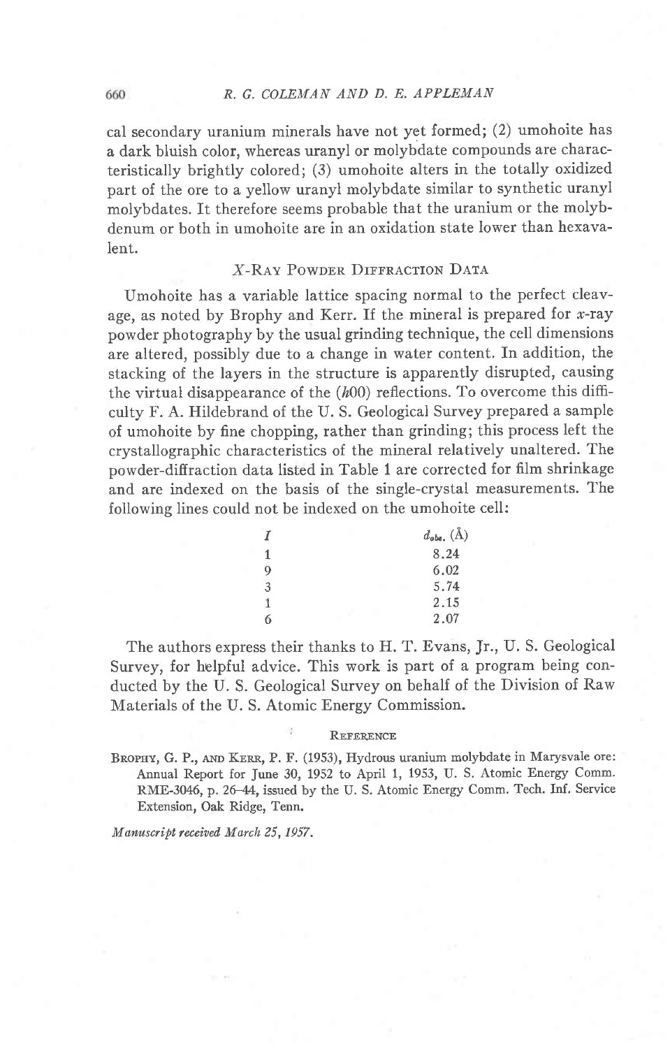cal secondary uranium minerals have not yet formed; (2) umohoite has a dark bluish color, whereas uranyl or molybdate compounds are characteristically brightly colored; (3) umohoite alters in the totally oxidized part of the ore to a yellow uranyl molybdate similar to synthetic uranyl molybdates. It therefore seems probable that the uranium or the molybdenum or both in umohoite are in an oxidation state lower than hexavalent.

## X-Ray Powder Diffraction Data

Umohoite has a variable lattice spacing normal to the perfect cleavage, as noted by Brophy and Kerr. If the mineral is prepared for *x*-ray powder photography by the usual grinding technique, the cell dimensions are altered, possibly due to a change in water content. In addition, the stacking of the layers in the structure is apparently disrupted, causing the virtual disappearance of the (*h*00) reflections. To overcome this difficulty F. A. Hildebrand of the U. S. Geological Survey prepared a sample of umohoite by fine chopping, rather than grinding; this process left the crystallographic characteristics of the mineral relatively unaltered. The powder-diffraction data listed in Table 1 are corrected for film shrinkage and are indexed on the basis of the single-crystal measurements. The following lines could not be indexed on the umohoite cell:

| $I$ | $d_{obs.}$ (Å) |
|---|---|
| 1 | 8.24 |
| 9 | 6.02 |
| 3 | 5.74 |
| 1 | 2.15 |
| 6 | 2.07 |

The authors express their thanks to H. T. Evans, Jr., U. S. Geological Survey, for helpful advice. This work is part of a program being conducted by the U. S. Geological Survey on behalf of the Division of Raw Materials of the U. S. Atomic Energy Commission.

## Reference

Brophy, G. P., and Kerr, P. F. (1953), Hydrous uranium molybdate in Marysvale ore: Annual Report for June 30, 1952 to April 1, 1953, U. S. Atomic Energy Comm. RME-3046, p. 26–44, issued by the U. S. Atomic Energy Comm. Tech. Inf. Service Extension, Oak Ridge, Tenn.

*Manuscript received March 25, 1957.*